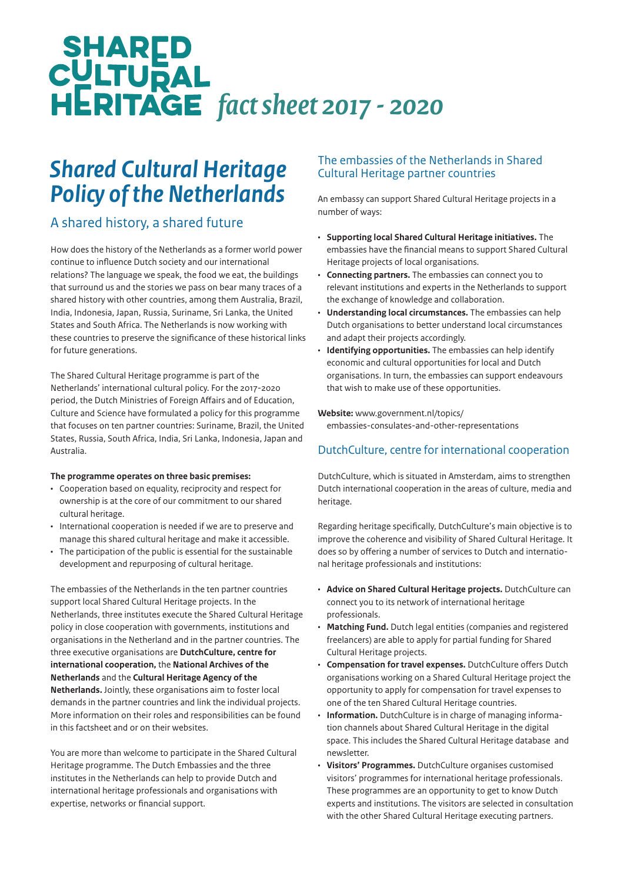# SHARED CULTURAL HERITAGE *fact sheet 2017 - 2020*

## *Shared Cultural Heritage Policy of the Netherlands*

### A shared history, a shared future

How does the history of the Netherlands as a former world power continue to influence Dutch society and our international relations? The language we speak, the food we eat, the buildings that surround us and the stories we pass on bear many traces of a shared history with other countries, among them Australia, Brazil, India, Indonesia, Japan, Russia, Suriname, Sri Lanka, the United States and South Africa. The Netherlands is now working with these countries to preserve the significance of these historical links for future generations.

The Shared Cultural Heritage programme is part of the Netherlands' international cultural policy. For the 2017-2020 period, the Dutch Ministries of Foreign Affairs and of Education, Culture and Science have formulated a policy for this programme that focuses on ten partner countries: Suriname, Brazil, the United States, Russia, South Africa, India, Sri Lanka, Indonesia, Japan and Australia.

**The programme operates on three basic premises:**

- Cooperation based on equality, reciprocity and respect for ownership is at the core of our commitment to our shared cultural heritage.
- International cooperation is needed if we are to preserve and manage this shared cultural heritage and make it accessible.
- The participation of the public is essential for the sustainable development and repurposing of cultural heritage.

The embassies of the Netherlands in the ten partner countries support local Shared Cultural Heritage projects. In the Netherlands, three institutes execute the Shared Cultural Heritage policy in close cooperation with governments, institutions and organisations in the Netherland and in the partner countries. The three executive organisations are **DutchCulture, centre for international cooperation,** the **National Archives of the Netherlands** and the **Cultural Heritage Agency of the Netherlands.** Jointly, these organisations aim to foster local demands in the partner countries and link the individual projects. More information on their roles and responsibilities can be found in this factsheet and or on their websites.

You are more than welcome to participate in the Shared Cultural Heritage programme. The Dutch Embassies and the three institutes in the Netherlands can help to provide Dutch and international heritage professionals and organisations with expertise, networks or financial support.

### The embassies of the Netherlands in Shared Cultural Heritage partner countries

An embassy can support Shared Cultural Heritage projects in a number of ways:

- **Supporting local Shared Cultural Heritage initiatives.** The embassies have the financial means to support Shared Cultural Heritage projects of local organisations.
- **Connecting partners.** The embassies can connect you to relevant institutions and experts in the Netherlands to support the exchange of knowledge and collaboration.
- **Understanding local circumstances.** The embassies can help Dutch organisations to better understand local circumstances and adapt their projects accordingly.
- **Identifying opportunities.** The embassies can help identify economic and cultural opportunities for local and Dutch organisations. In turn, the embassies can support endeavours that wish to make use of these opportunities.

**Website:** www.government.nl/topics/embassies-consulates-and-other-representations

### DutchCulture, centre for international cooperation

DutchCulture, which is situated in Amsterdam, aims to strengthen Dutch international cooperation in the areas of culture, media and heritage.

Regarding heritage specifically, DutchCulture's main objective is to improve the coherence and visibility of Shared Cultural Heritage. It does so by offering a number of services to Dutch and international heritage professionals and institutions:

- **Advice on Shared Cultural Heritage projects.** DutchCulture can connect you to its network of international heritage professionals.
- **Matching Fund.** Dutch legal entities (companies and registered freelancers) are able to apply for partial funding for Shared Cultural Heritage projects.
- **Compensation for travel expenses.** DutchCulture offers Dutch organisations working on a Shared Cultural Heritage project the opportunity to apply for compensation for travel expenses to one of the ten Shared Cultural Heritage countries.
- **Information.** DutchCulture is in charge of managing information channels about Shared Cultural Heritage in the digital space. This includes the Shared Cultural Heritage database and newsletter.
- **Visitors' Programmes.** DutchCulture organises customised visitors' programmes for international heritage professionals. These programmes are an opportunity to get to know Dutch experts and institutions. The visitors are selected in consultation with the other Shared Cultural Heritage executing partners.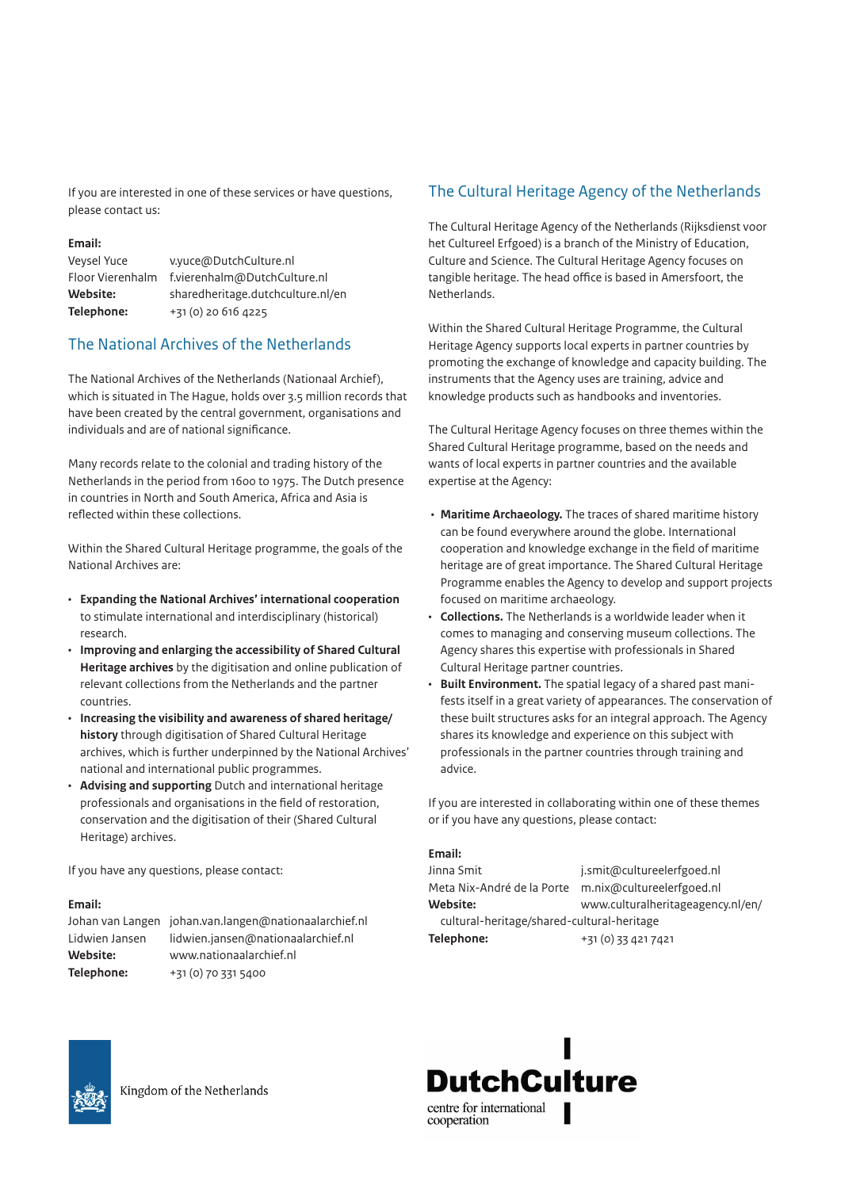If you are interested in one of these services or have questions, please contact us:

**Email:**
Veysel Yuce v.yuce@DutchCulture.nl
Floor Vierenhalm f.vierenhalm@DutchCulture.nl
**Website:** sharedheritage.dutchculture.nl/en
**Telephone:** +31 (0) 20 616 4225

## The National Archives of the Netherlands

The National Archives of the Netherlands (Nationaal Archief), which is situated in The Hague, holds over 3.5 million records that have been created by the central government, organisations and individuals and are of national significance.

Many records relate to the colonial and trading history of the Netherlands in the period from 1600 to 1975. The Dutch presence in countries in North and South America, Africa and Asia is reflected within these collections.

Within the Shared Cultural Heritage programme, the goals of the National Archives are:

- **Expanding the National Archives' international cooperation** to stimulate international and interdisciplinary (historical) research.
- **Improving and enlarging the accessibility of Shared Cultural Heritage archives** by the digitisation and online publication of relevant collections from the Netherlands and the partner countries.
- **Increasing the visibility and awareness of shared heritage/history** through digitisation of Shared Cultural Heritage archives, which is further underpinned by the National Archives' national and international public programmes.
- **Advising and supporting** Dutch and international heritage professionals and organisations in the field of restoration, conservation and the digitisation of their (Shared Cultural Heritage) archives.

If you have any questions, please contact:

**Email:**
Johan van Langen johan.van.langen@nationaalarchief.nl
Lidwien Jansen lidwien.jansen@nationaalarchief.nl
**Website:** www.nationaalarchief.nl
**Telephone:** +31 (0) 70 331 5400

## The Cultural Heritage Agency of the Netherlands

The Cultural Heritage Agency of the Netherlands (Rijksdienst voor het Cultureel Erfgoed) is a branch of the Ministry of Education, Culture and Science. The Cultural Heritage Agency focuses on tangible heritage. The head office is based in Amersfoort, the Netherlands.

Within the Shared Cultural Heritage Programme, the Cultural Heritage Agency supports local experts in partner countries by promoting the exchange of knowledge and capacity building. The instruments that the Agency uses are training, advice and knowledge products such as handbooks and inventories.

The Cultural Heritage Agency focuses on three themes within the Shared Cultural Heritage programme, based on the needs and wants of local experts in partner countries and the available expertise at the Agency:

- **Maritime Archaeology.** The traces of shared maritime history can be found everywhere around the globe. International cooperation and knowledge exchange in the field of maritime heritage are of great importance. The Shared Cultural Heritage Programme enables the Agency to develop and support projects focused on maritime archaeology.
- **Collections.** The Netherlands is a worldwide leader when it comes to managing and conserving museum collections. The Agency shares this expertise with professionals in Shared Cultural Heritage partner countries.
- **Built Environment.** The spatial legacy of a shared past manifests itself in a great variety of appearances. The conservation of these built structures asks for an integral approach. The Agency shares its knowledge and experience on this subject with professionals in the partner countries through training and advice.

If you are interested in collaborating within one of these themes or if you have any questions, please contact:

**Email:**
Jinna Smit j.smit@cultureelerfgoed.nl
Meta Nix-André de la Porte m.nix@cultureelerfgoed.nl
**Website:** www.culturalheritageagency.nl/en/cultural-heritage/shared-cultural-heritage
**Telephone:** +31 (0) 33 421 7421

Kingdom of the Netherlands

DutchCulture
centre for international cooperation